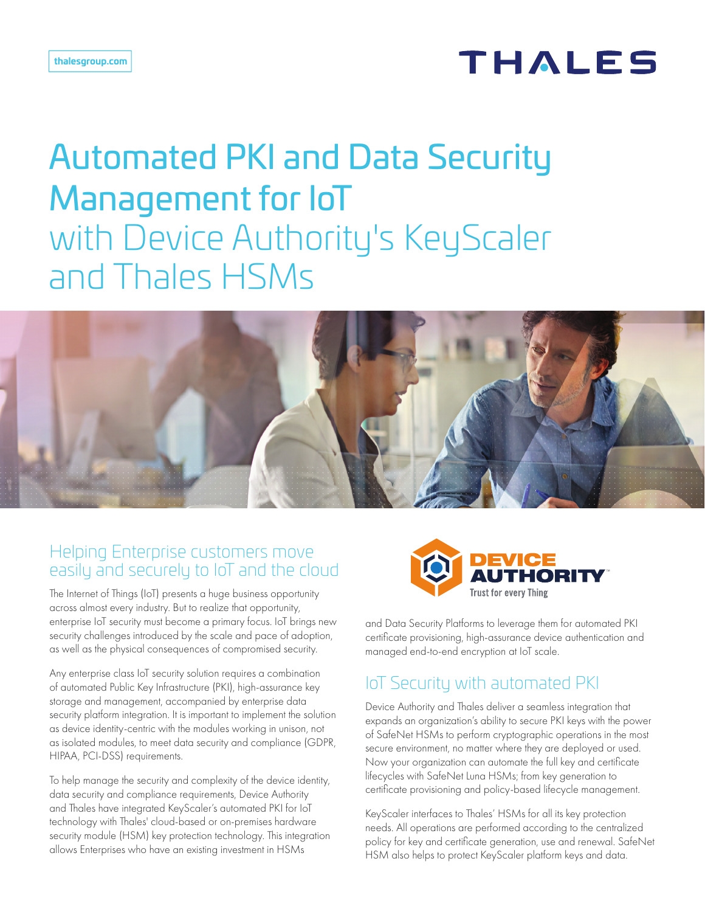# Automated PKI and Data Security Management for IoT with Device Authority's KeyScaler and Thales HSMs

## Helping Enterprise customers move easily and securely to IoT and the cloud

The Internet of Things (IoT) presents a huge business opportunity across almost every industry. But to realize that opportunity, enterprise IoT security must become a primary focus. IoT brings new security challenges introduced by the scale and pace of adoption, as well as the physical consequences of compromised security.

Any enterprise class IoT security solution requires a combination of automated Public Key Infrastructure (PKI), high-assurance key storage and management, accompanied by enterprise data security platform integration. It is important to implement the solution as device identity-centric with the modules working in unison, not as isolated modules, to meet data security and compliance (GDPR, HIPAA, PCI-DSS) requirements.

To help manage the security and complexity of the device identity, data security and compliance requirements, Device Authority and Thales have integrated KeyScaler's automated PKI for IoT technology with Thales' cloud-based or on-premises hardware security module (HSM) key protection technology. This integration allows Enterprises who have an existing investment in HSMs and Data Security Platforms to leverage them for automated PKI certificate provisioning, high-assurance device authentication and managed end-to-end encryption at IoT scale.

## IoT Security with automated PKI

Device Authority and Thales deliver a seamless integration that expands an organization's ability to secure PKI keys with the power of SafeNet HSMs to perform cryptographic operations in the most secure environment, no matter where they are deployed or used. Now your organization can automate the full key and certificate lifecycles with SafeNet Luna HSMs; from key generation to certificate provisioning and policy-based lifecycle management.

KeyScaler interfaces to Thales' HSMs for all its key protection needs. All operations are performed according to the centralized policy for key and certificate generation, use and renewal. SafeNet HSM also helps to protect KeyScaler platform keys and data.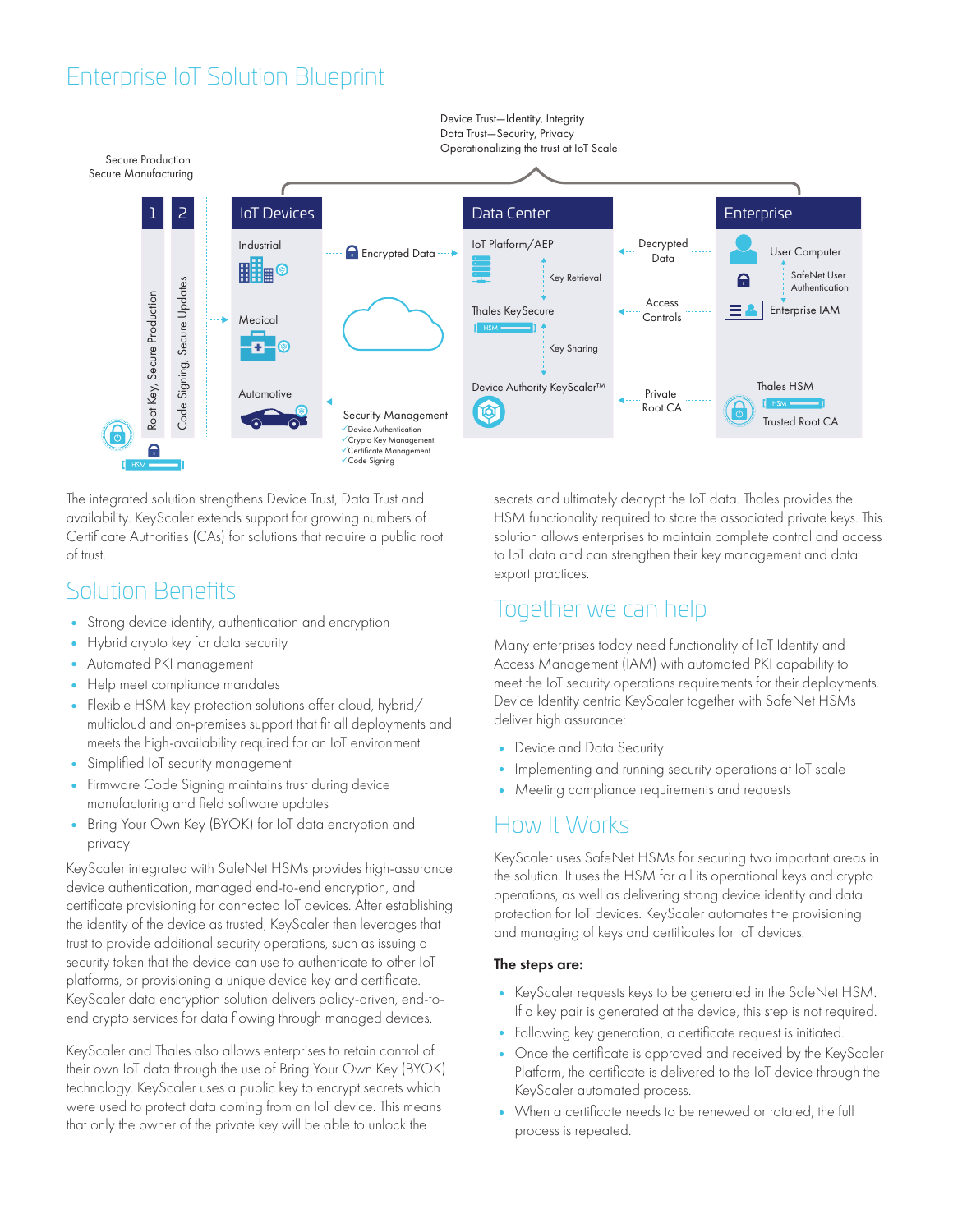# Enterprise IoT Solution Blueprint

Secure Production
Secure Manufacturing

Device Trust—Identity, Integrity
Data Trust—Security, Privacy
Operationalizing the trust at IoT Scale

1 Root Key, Secure Production

2 Code Signing, Secure Updates

**IoT Devices**

Industrial

Medical

Automotive

Encrypted Data

Security Management
- Device Authentication
- Crypto Key Management
- Certificate Management
- Code Signing

**Data Center**

IoT Platform/AEP

Key Retrieval

Thales KeySecure

Key Sharing

Device Authority KeyScaler™

Decrypted Data

Access Controls

Private Root CA

**Enterprise**

User Computer

SafeNet User Authentication

Enterprise IAM

Thales HSM

Trusted Root CA

The integrated solution strengthens Device Trust, Data Trust and availability. KeyScaler extends support for growing numbers of Certificate Authorities (CAs) for solutions that require a public root of trust.

## Solution Benefits

- Strong device identity, authentication and encryption
- Hybrid crypto key for data security
- Automated PKI management
- Help meet compliance mandates
- Flexible HSM key protection solutions offer cloud, hybrid/multicloud and on-premises support that fit all deployments and meets the high-availability required for an IoT environment
- Simplified IoT security management
- Firmware Code Signing maintains trust during device manufacturing and field software updates
- Bring Your Own Key (BYOK) for IoT data encryption and privacy

KeyScaler integrated with SafeNet HSMs provides high-assurance device authentication, managed end-to-end encryption, and certificate provisioning for connected IoT devices. After establishing the identity of the device as trusted, KeyScaler then leverages that trust to provide additional security operations, such as issuing a security token that the device can use to authenticate to other IoT platforms, or provisioning a unique device key and certificate. KeyScaler data encryption solution delivers policy-driven, end-to-end crypto services for data flowing through managed devices.

KeyScaler and Thales also allows enterprises to retain control of their own IoT data through the use of Bring Your Own Key (BYOK) technology. KeyScaler uses a public key to encrypt secrets which were used to protect data coming from an IoT device. This means that only the owner of the private key will be able to unlock the secrets and ultimately decrypt the IoT data. Thales provides the HSM functionality required to store the associated private keys. This solution allows enterprises to maintain complete control and access to IoT data and can strengthen their key management and data export practices.

## Together we can help

Many enterprises today need functionality of IoT Identity and Access Management (IAM) with automated PKI capability to meet the IoT security operations requirements for their deployments. Device Identity centric KeyScaler together with SafeNet HSMs deliver high assurance:

- Device and Data Security
- Implementing and running security operations at IoT scale
- Meeting compliance requirements and requests

## How It Works

KeyScaler uses SafeNet HSMs for securing two important areas in the solution. It uses the HSM for all its operational keys and crypto operations, as well as delivering strong device identity and data protection for IoT devices. KeyScaler automates the provisioning and managing of keys and certificates for IoT devices.

**The steps are:**

- KeyScaler requests keys to be generated in the SafeNet HSM. If a key pair is generated at the device, this step is not required.
- Following key generation, a certificate request is initiated.
- Once the certificate is approved and received by the KeyScaler Platform, the certificate is delivered to the IoT device through the KeyScaler automated process.
- When a certificate needs to be renewed or rotated, the full process is repeated.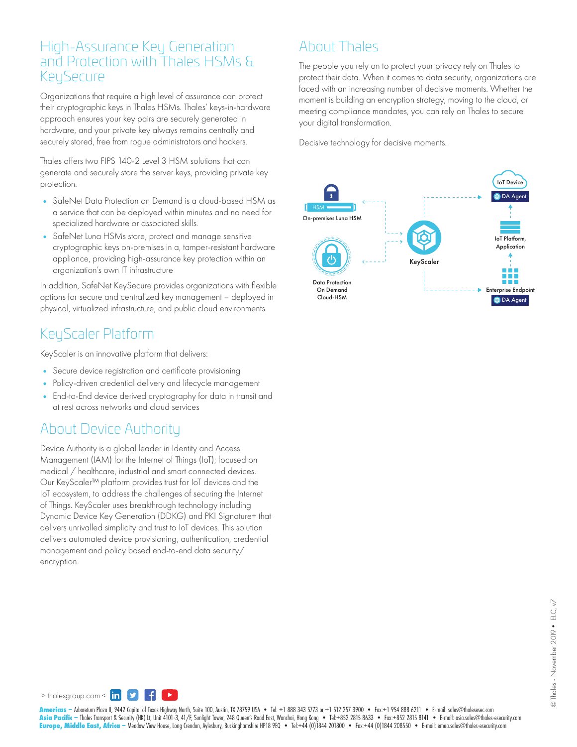## High-Assurance Key Generation and Protection with Thales HSMs & KeySecure

Organizations that require a high level of assurance can protect their cryptographic keys in Thales HSMs. Thales' keys-in-hardware approach ensures your key pairs are securely generated in hardware, and your private key always remains centrally and securely stored, free from rogue administrators and hackers.

Thales offers two FIPS 140-2 Level 3 HSM solutions that can generate and securely store the server keys, providing private key protection.

- SafeNet Data Protection on Demand is a cloud-based HSM as a service that can be deployed within minutes and no need for specialized hardware or associated skills.
- SafeNet Luna HSMs store, protect and manage sensitive cryptographic keys on-premises in a, tamper-resistant hardware appliance, providing high-assurance key protection within an organization's own IT infrastructure

In addition, SafeNet KeySecure provides organizations with flexible options for secure and centralized key management – deployed in physical, virtualized infrastructure, and public cloud environments.

## KeyScaler Platform

KeyScaler is an innovative platform that delivers:

- Secure device registration and certificate provisioning
- Policy-driven credential delivery and lifecycle management
- End-to-End device derived cryptography for data in transit and at rest across networks and cloud services

## About Device Authority

Device Authority is a global leader in Identity and Access Management (IAM) for the Internet of Things (IoT); focused on medical / healthcare, industrial and smart connected devices. Our KeyScaler™ platform provides trust for IoT devices and the IoT ecosystem, to address the challenges of securing the Internet of Things. KeyScaler uses breakthrough technology including Dynamic Device Key Generation (DDKG) and PKI Signature+ that delivers unrivalled simplicity and trust to IoT devices. This solution delivers automated device provisioning, authentication, credential management and policy based end-to-end data security/ encryption.

## About Thales

The people you rely on to protect your privacy rely on Thales to protect their data. When it comes to data security, organizations are faced with an increasing number of decisive moments. Whether the moment is building an encryption strategy, moving to the cloud, or meeting compliance mandates, you can rely on Thales to secure your digital transformation.

Decisive technology for decisive moments.

HSM
On-premises Luna HSM
Data Protection On Demand Cloud-HSM
KeyScaler
IoT Device
DA Agent
IoT Platform, Application
Enterprise Endpoint
DA Agent

> thalesgroup.com <

**Americas** – Arboretum Plaza II, 9442 Capital of Texas Highway North, Suite 100, Austin, TX 78759 USA • Tel: +1 888 343 5773 or +1 512 257 3900 • Fax:+1 954 888 6211 • E-mail: sales@thalesesec.com
**Asia Pacific** – Thales Transport & Security (HK) Lt, Unit 4101-3, 41/F, Sunlight Tower, 248 Queen's Road East, Wanchai, Hong Kong • Tel:+852 2815 8633 • Fax:+852 2815 8141 • E-mail: asia.sales@thales-esecurity.com
**Europe, Middle East, Africa** – Meadow View House, Long Crendon, Aylesbury, Buckinghamshire HP18 9EQ • Tel:+44 (0)1844 201800 • Fax:+44 (0)1844 208550 • E-mail: emea.sales@thales-esecurity.com

© Thales - November 2019 • ELC, v7